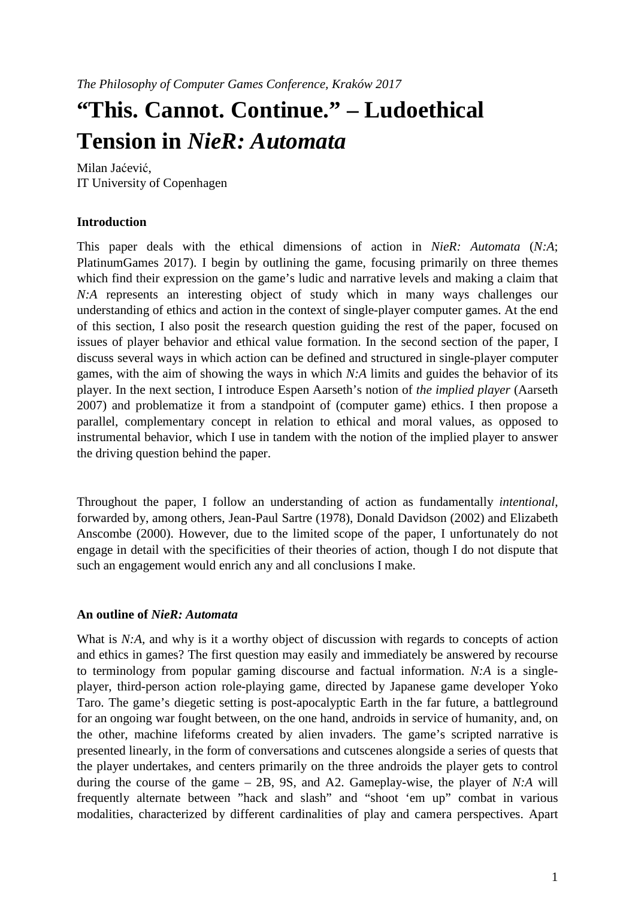*The Philosophy of Computer Games Conference, Kraków 2017*

# "This. Cannot. Continue." – Ludoethical Tension in *NieR: Automata*

Milan Jaćević,
IT University of Copenhagen

**Introduction**

This paper deals with the ethical dimensions of action in *NieR: Automata* (*N:A*; PlatinumGames 2017). I begin by outlining the game, focusing primarily on three themes which find their expression on the game's ludic and narrative levels and making a claim that *N:A* represents an interesting object of study which in many ways challenges our understanding of ethics and action in the context of single-player computer games. At the end of this section, I also posit the research question guiding the rest of the paper, focused on issues of player behavior and ethical value formation. In the second section of the paper, I discuss several ways in which action can be defined and structured in single-player computer games, with the aim of showing the ways in which *N:A* limits and guides the behavior of its player. In the next section, I introduce Espen Aarseth's notion of *the implied player* (Aarseth 2007) and problematize it from a standpoint of (computer game) ethics. I then propose a parallel, complementary concept in relation to ethical and moral values, as opposed to instrumental behavior, which I use in tandem with the notion of the implied player to answer the driving question behind the paper.

Throughout the paper, I follow an understanding of action as fundamentally *intentional*, forwarded by, among others, Jean-Paul Sartre (1978), Donald Davidson (2002) and Elizabeth Anscombe (2000). However, due to the limited scope of the paper, I unfortunately do not engage in detail with the specificities of their theories of action, though I do not dispute that such an engagement would enrich any and all conclusions I make.

**An outline of *NieR: Automata***

What is *N:A,* and why is it a worthy object of discussion with regards to concepts of action and ethics in games? The first question may easily and immediately be answered by recourse to terminology from popular gaming discourse and factual information. *N:A* is a single-player, third-person action role-playing game, directed by Japanese game developer Yoko Taro. The game's diegetic setting is post-apocalyptic Earth in the far future, a battleground for an ongoing war fought between, on the one hand, androids in service of humanity, and, on the other, machine lifeforms created by alien invaders. The game's scripted narrative is presented linearly, in the form of conversations and cutscenes alongside a series of quests that the player undertakes, and centers primarily on the three androids the player gets to control during the course of the game – 2B, 9S, and A2. Gameplay-wise, the player of *N:A* will frequently alternate between "hack and slash" and "shoot 'em up" combat in various modalities, characterized by different cardinalities of play and camera perspectives. Apart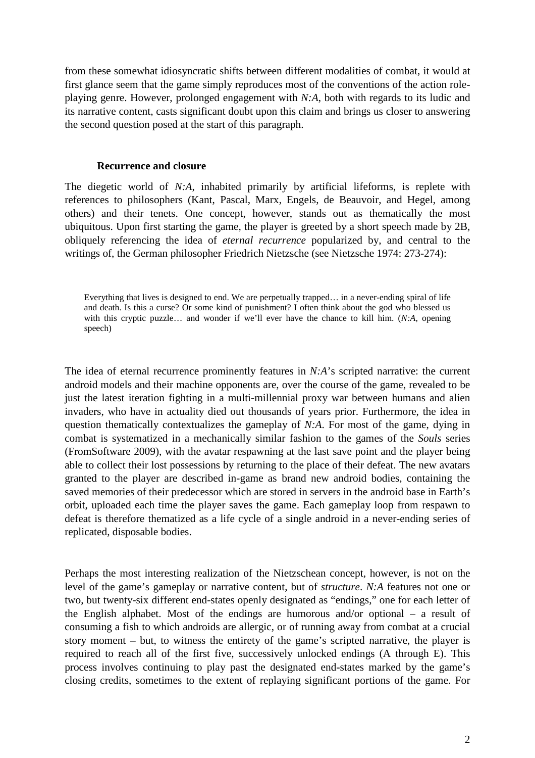from these somewhat idiosyncratic shifts between different modalities of combat, it would at first glance seem that the game simply reproduces most of the conventions of the action role-playing genre. However, prolonged engagement with *N:A*, both with regards to its ludic and its narrative content, casts significant doubt upon this claim and brings us closer to answering the second question posed at the start of this paragraph.

## Recurrence and closure

The diegetic world of *N:A*, inhabited primarily by artificial lifeforms, is replete with references to philosophers (Kant, Pascal, Marx, Engels, de Beauvoir, and Hegel, among others) and their tenets. One concept, however, stands out as thematically the most ubiquitous. Upon first starting the game, the player is greeted by a short speech made by 2B, obliquely referencing the idea of *eternal recurrence* popularized by, and central to the writings of, the German philosopher Friedrich Nietzsche (see Nietzsche 1974: 273-274):

> Everything that lives is designed to end. We are perpetually trapped… in a never-ending spiral of life and death. Is this a curse? Or some kind of punishment? I often think about the god who blessed us with this cryptic puzzle… and wonder if we'll ever have the chance to kill him. (*N:A*, opening speech)

The idea of eternal recurrence prominently features in *N:A*'s scripted narrative: the current android models and their machine opponents are, over the course of the game, revealed to be just the latest iteration fighting in a multi-millennial proxy war between humans and alien invaders, who have in actuality died out thousands of years prior. Furthermore, the idea in question thematically contextualizes the gameplay of *N:A*. For most of the game, dying in combat is systematized in a mechanically similar fashion to the games of the *Souls* series (FromSoftware 2009), with the avatar respawning at the last save point and the player being able to collect their lost possessions by returning to the place of their defeat. The new avatars granted to the player are described in-game as brand new android bodies, containing the saved memories of their predecessor which are stored in servers in the android base in Earth's orbit, uploaded each time the player saves the game. Each gameplay loop from respawn to defeat is therefore thematized as a life cycle of a single android in a never-ending series of replicated, disposable bodies.

Perhaps the most interesting realization of the Nietzschean concept, however, is not on the level of the game's gameplay or narrative content, but of *structure*. *N:A* features not one or two, but twenty-six different end-states openly designated as "endings," one for each letter of the English alphabet. Most of the endings are humorous and/or optional – a result of consuming a fish to which androids are allergic, or of running away from combat at a crucial story moment – but, to witness the entirety of the game's scripted narrative, the player is required to reach all of the first five, successively unlocked endings (A through E). This process involves continuing to play past the designated end-states marked by the game's closing credits, sometimes to the extent of replaying significant portions of the game. For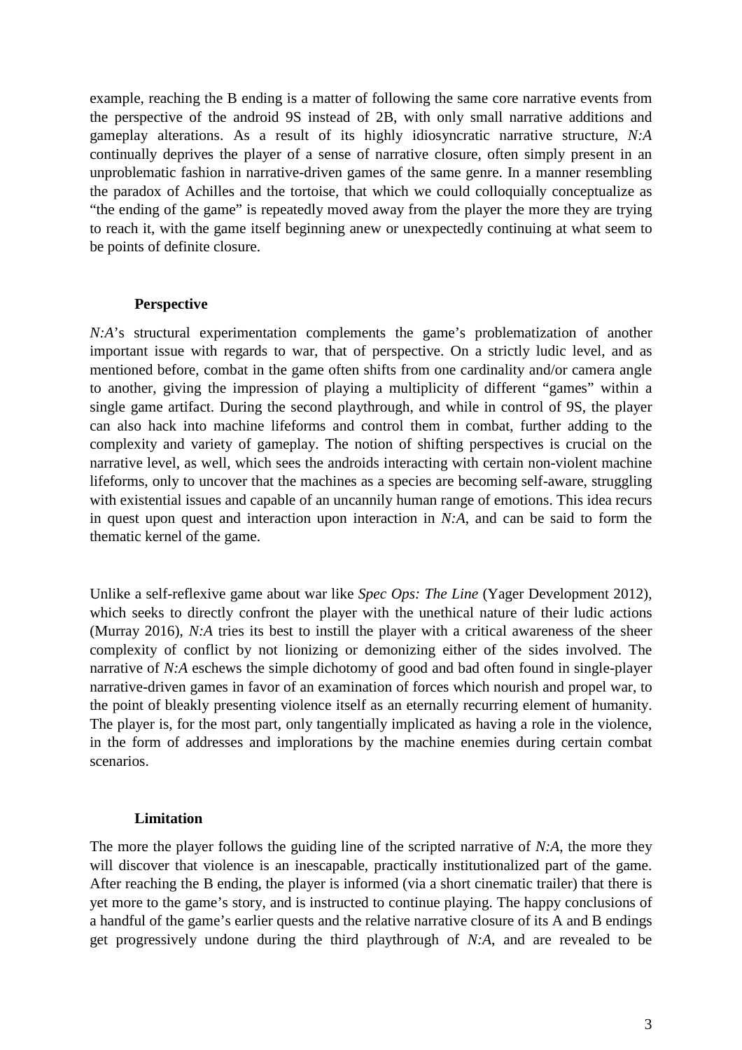example, reaching the B ending is a matter of following the same core narrative events from the perspective of the android 9S instead of 2B, with only small narrative additions and gameplay alterations. As a result of its highly idiosyncratic narrative structure, *N:A* continually deprives the player of a sense of narrative closure, often simply present in an unproblematic fashion in narrative-driven games of the same genre. In a manner resembling the paradox of Achilles and the tortoise, that which we could colloquially conceptualize as "the ending of the game" is repeatedly moved away from the player the more they are trying to reach it, with the game itself beginning anew or unexpectedly continuing at what seem to be points of definite closure.

### Perspective

*N:A*'s structural experimentation complements the game's problematization of another important issue with regards to war, that of perspective. On a strictly ludic level, and as mentioned before, combat in the game often shifts from one cardinality and/or camera angle to another, giving the impression of playing a multiplicity of different "games" within a single game artifact. During the second playthrough, and while in control of 9S, the player can also hack into machine lifeforms and control them in combat, further adding to the complexity and variety of gameplay. The notion of shifting perspectives is crucial on the narrative level, as well, which sees the androids interacting with certain non-violent machine lifeforms, only to uncover that the machines as a species are becoming self-aware, struggling with existential issues and capable of an uncannily human range of emotions. This idea recurs in quest upon quest and interaction upon interaction in *N:A*, and can be said to form the thematic kernel of the game.

Unlike a self-reflexive game about war like *Spec Ops: The Line* (Yager Development 2012), which seeks to directly confront the player with the unethical nature of their ludic actions (Murray 2016), *N:A* tries its best to instill the player with a critical awareness of the sheer complexity of conflict by not lionizing or demonizing either of the sides involved. The narrative of *N:A* eschews the simple dichotomy of good and bad often found in single-player narrative-driven games in favor of an examination of forces which nourish and propel war, to the point of bleakly presenting violence itself as an eternally recurring element of humanity. The player is, for the most part, only tangentially implicated as having a role in the violence, in the form of addresses and implorations by the machine enemies during certain combat scenarios.

### Limitation

The more the player follows the guiding line of the scripted narrative of *N:A*, the more they will discover that violence is an inescapable, practically institutionalized part of the game. After reaching the B ending, the player is informed (via a short cinematic trailer) that there is yet more to the game's story, and is instructed to continue playing. The happy conclusions of a handful of the game's earlier quests and the relative narrative closure of its A and B endings get progressively undone during the third playthrough of *N:A*, and are revealed to be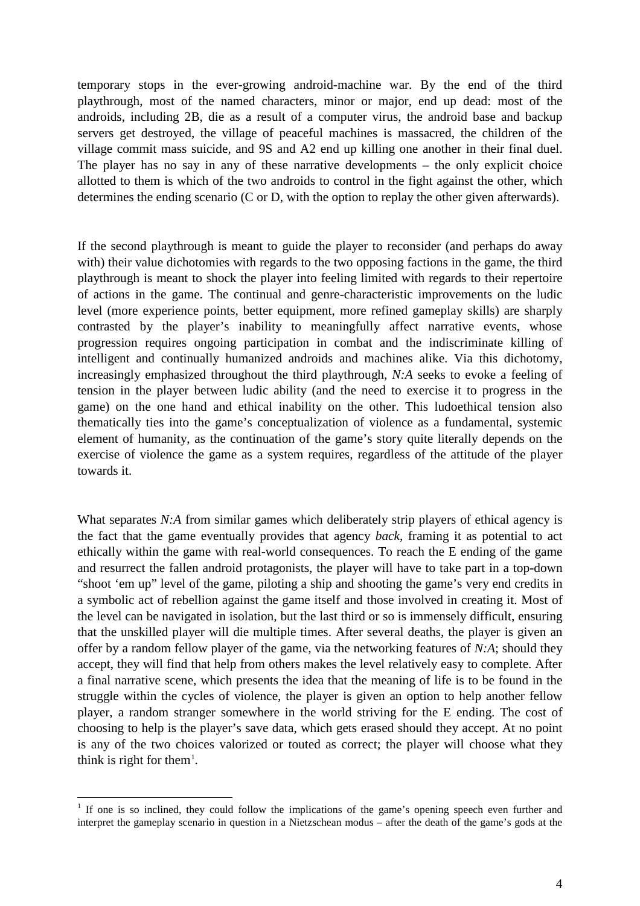temporary stops in the ever-growing android-machine war. By the end of the third playthrough, most of the named characters, minor or major, end up dead: most of the androids, including 2B, die as a result of a computer virus, the android base and backup servers get destroyed, the village of peaceful machines is massacred, the children of the village commit mass suicide, and 9S and A2 end up killing one another in their final duel. The player has no say in any of these narrative developments – the only explicit choice allotted to them is which of the two androids to control in the fight against the other, which determines the ending scenario (C or D, with the option to replay the other given afterwards).

If the second playthrough is meant to guide the player to reconsider (and perhaps do away with) their value dichotomies with regards to the two opposing factions in the game, the third playthrough is meant to shock the player into feeling limited with regards to their repertoire of actions in the game. The continual and genre-characteristic improvements on the ludic level (more experience points, better equipment, more refined gameplay skills) are sharply contrasted by the player's inability to meaningfully affect narrative events, whose progression requires ongoing participation in combat and the indiscriminate killing of intelligent and continually humanized androids and machines alike. Via this dichotomy, increasingly emphasized throughout the third playthrough, *N:A* seeks to evoke a feeling of tension in the player between ludic ability (and the need to exercise it to progress in the game) on the one hand and ethical inability on the other. This ludoethical tension also thematically ties into the game's conceptualization of violence as a fundamental, systemic element of humanity, as the continuation of the game's story quite literally depends on the exercise of violence the game as a system requires, regardless of the attitude of the player towards it.

What separates *N:A* from similar games which deliberately strip players of ethical agency is the fact that the game eventually provides that agency *back*, framing it as potential to act ethically within the game with real-world consequences. To reach the E ending of the game and resurrect the fallen android protagonists, the player will have to take part in a top-down "shoot 'em up" level of the game, piloting a ship and shooting the game's very end credits in a symbolic act of rebellion against the game itself and those involved in creating it. Most of the level can be navigated in isolation, but the last third or so is immensely difficult, ensuring that the unskilled player will die multiple times. After several deaths, the player is given an offer by a random fellow player of the game, via the networking features of *N:A*; should they accept, they will find that help from others makes the level relatively easy to complete. After a final narrative scene, which presents the idea that the meaning of life is to be found in the struggle within the cycles of violence, the player is given an option to help another fellow player, a random stranger somewhere in the world striving for the E ending. The cost of choosing to help is the player's save data, which gets erased should they accept. At no point is any of the two choices valorized or touted as correct; the player will choose what they think is right for them[1].

---

[1] If one is so inclined, they could follow the implications of the game's opening speech even further and interpret the gameplay scenario in question in a Nietzschean modus – after the death of the game's gods at the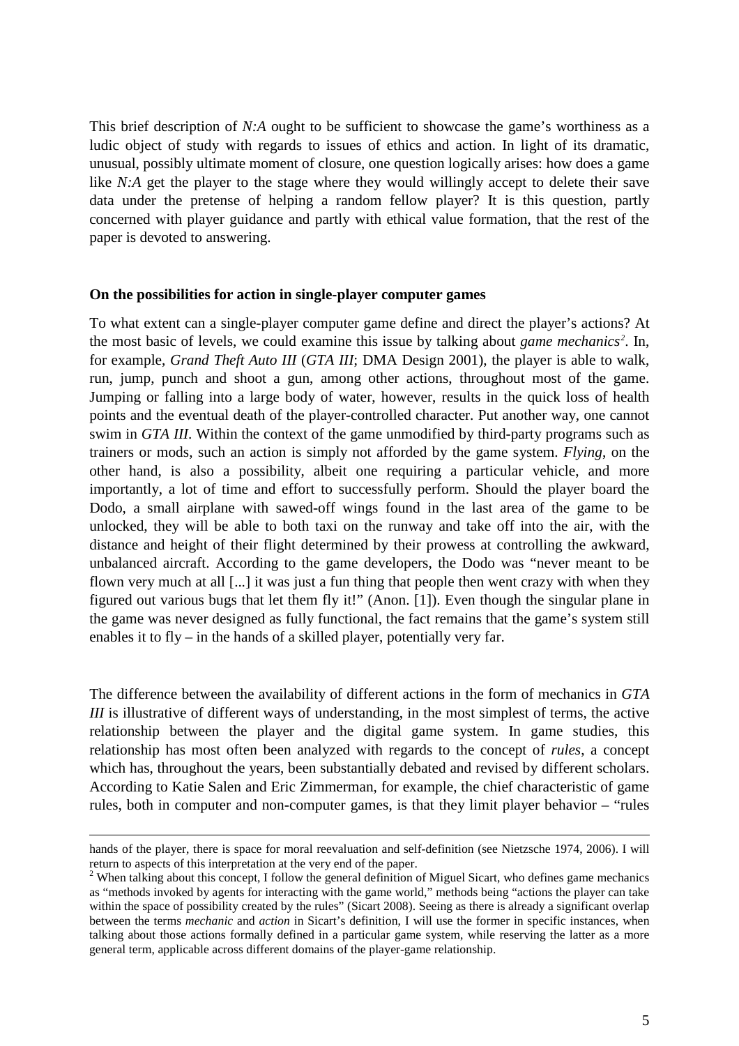This brief description of *N:A* ought to be sufficient to showcase the game's worthiness as a ludic object of study with regards to issues of ethics and action. In light of its dramatic, unusual, possibly ultimate moment of closure, one question logically arises: how does a game like *N:A* get the player to the stage where they would willingly accept to delete their save data under the pretense of helping a random fellow player? It is this question, partly concerned with player guidance and partly with ethical value formation, that the rest of the paper is devoted to answering.

**On the possibilities for action in single-player computer games**

To what extent can a single-player computer game define and direct the player's actions? At the most basic of levels, we could examine this issue by talking about *game mechanics*[2]. In, for example, *Grand Theft Auto III* (*GTA III*; DMA Design 2001), the player is able to walk, run, jump, punch and shoot a gun, among other actions, throughout most of the game. Jumping or falling into a large body of water, however, results in the quick loss of health points and the eventual death of the player-controlled character. Put another way, one cannot swim in *GTA III*. Within the context of the game unmodified by third-party programs such as trainers or mods, such an action is simply not afforded by the game system. *Flying*, on the other hand, is also a possibility, albeit one requiring a particular vehicle, and more importantly, a lot of time and effort to successfully perform. Should the player board the Dodo, a small airplane with sawed-off wings found in the last area of the game to be unlocked, they will be able to both taxi on the runway and take off into the air, with the distance and height of their flight determined by their prowess at controlling the awkward, unbalanced aircraft. According to the game developers, the Dodo was "never meant to be flown very much at all [...] it was just a fun thing that people then went crazy with when they figured out various bugs that let them fly it!" (Anon. [1]). Even though the singular plane in the game was never designed as fully functional, the fact remains that the game's system still enables it to fly – in the hands of a skilled player, potentially very far.

The difference between the availability of different actions in the form of mechanics in *GTA III* is illustrative of different ways of understanding, in the most simplest of terms, the active relationship between the player and the digital game system. In game studies, this relationship has most often been analyzed with regards to the concept of *rules*, a concept which has, throughout the years, been substantially debated and revised by different scholars. According to Katie Salen and Eric Zimmerman, for example, the chief characteristic of game rules, both in computer and non-computer games, is that they limit player behavior – "rules

---

hands of the player, there is space for moral reevaluation and self-definition (see Nietzsche 1974, 2006). I will return to aspects of this interpretation at the very end of the paper.

[2] When talking about this concept, I follow the general definition of Miguel Sicart, who defines game mechanics as "methods invoked by agents for interacting with the game world," methods being "actions the player can take within the space of possibility created by the rules" (Sicart 2008). Seeing as there is already a significant overlap between the terms *mechanic* and *action* in Sicart's definition, I will use the former in specific instances, when talking about those actions formally defined in a particular game system, while reserving the latter as a more general term, applicable across different domains of the player-game relationship.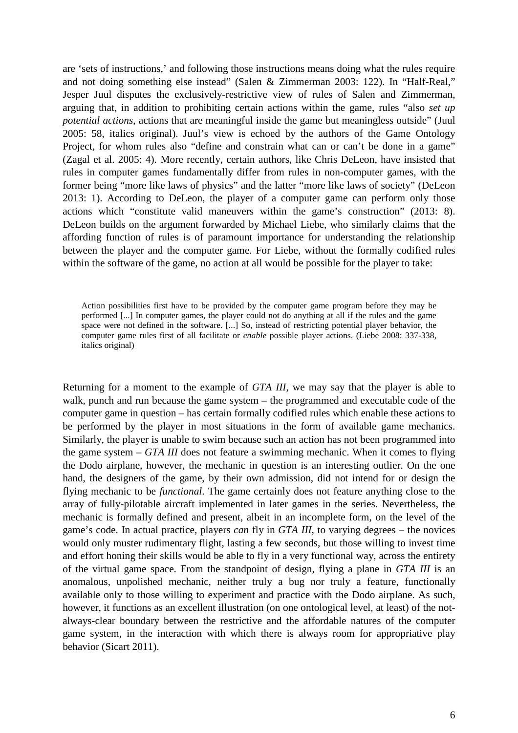are 'sets of instructions,' and following those instructions means doing what the rules require and not doing something else instead" (Salen & Zimmerman 2003: 122). In "Half-Real," Jesper Juul disputes the exclusively-restrictive view of rules of Salen and Zimmerman, arguing that, in addition to prohibiting certain actions within the game, rules "also *set up potential actions*, actions that are meaningful inside the game but meaningless outside" (Juul 2005: 58, italics original). Juul's view is echoed by the authors of the Game Ontology Project, for whom rules also "define and constrain what can or can't be done in a game" (Zagal et al. 2005: 4). More recently, certain authors, like Chris DeLeon, have insisted that rules in computer games fundamentally differ from rules in non-computer games, with the former being "more like laws of physics" and the latter "more like laws of society" (DeLeon 2013: 1). According to DeLeon, the player of a computer game can perform only those actions which "constitute valid maneuvers within the game's construction" (2013: 8). DeLeon builds on the argument forwarded by Michael Liebe, who similarly claims that the affording function of rules is of paramount importance for understanding the relationship between the player and the computer game. For Liebe, without the formally codified rules within the software of the game, no action at all would be possible for the player to take:

> Action possibilities first have to be provided by the computer game program before they may be performed [...] In computer games, the player could not do anything at all if the rules and the game space were not defined in the software. [...] So, instead of restricting potential player behavior, the computer game rules first of all facilitate or *enable* possible player actions. (Liebe 2008: 337-338, italics original)

Returning for a moment to the example of *GTA III*, we may say that the player is able to walk, punch and run because the game system – the programmed and executable code of the computer game in question – has certain formally codified rules which enable these actions to be performed by the player in most situations in the form of available game mechanics. Similarly, the player is unable to swim because such an action has not been programmed into the game system – *GTA III* does not feature a swimming mechanic. When it comes to flying the Dodo airplane, however, the mechanic in question is an interesting outlier. On the one hand, the designers of the game, by their own admission, did not intend for or design the flying mechanic to be *functional*. The game certainly does not feature anything close to the array of fully-pilotable aircraft implemented in later games in the series. Nevertheless, the mechanic is formally defined and present, albeit in an incomplete form, on the level of the game's code. In actual practice, players *can* fly in *GTA III*, to varying degrees – the novices would only muster rudimentary flight, lasting a few seconds, but those willing to invest time and effort honing their skills would be able to fly in a very functional way, across the entirety of the virtual game space. From the standpoint of design, flying a plane in *GTA III* is an anomalous, unpolished mechanic, neither truly a bug nor truly a feature, functionally available only to those willing to experiment and practice with the Dodo airplane. As such, however, it functions as an excellent illustration (on one ontological level, at least) of the not-always-clear boundary between the restrictive and the affordable natures of the computer game system, in the interaction with which there is always room for appropriative play behavior (Sicart 2011).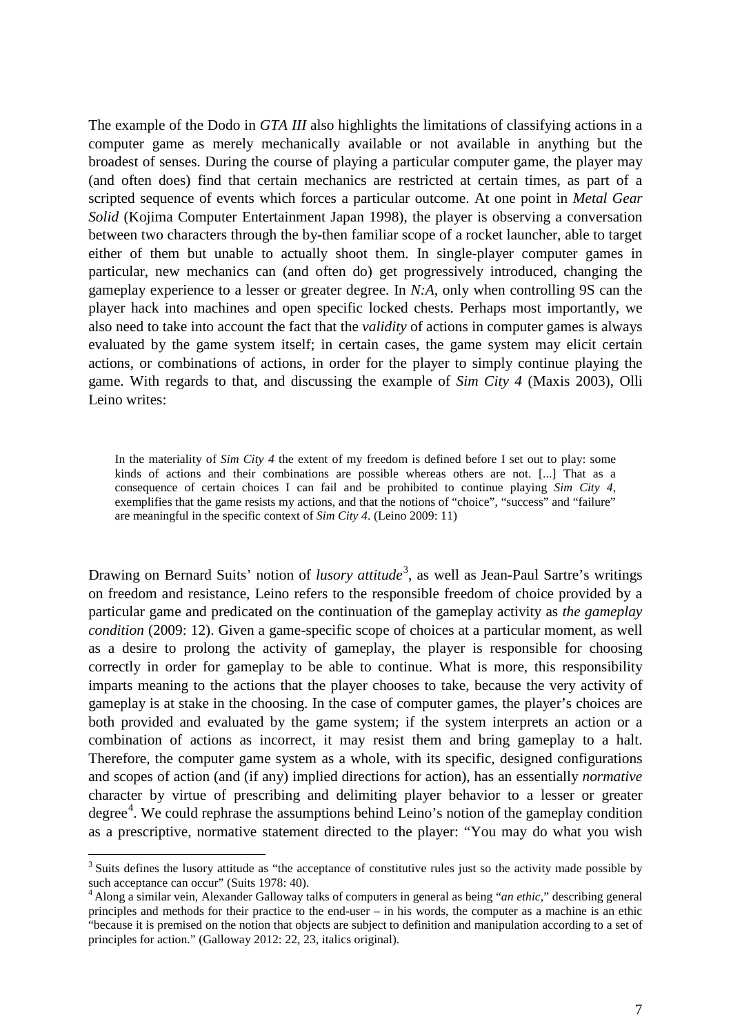The example of the Dodo in *GTA III* also highlights the limitations of classifying actions in a computer game as merely mechanically available or not available in anything but the broadest of senses. During the course of playing a particular computer game, the player may (and often does) find that certain mechanics are restricted at certain times, as part of a scripted sequence of events which forces a particular outcome. At one point in *Metal Gear Solid* (Kojima Computer Entertainment Japan 1998), the player is observing a conversation between two characters through the by-then familiar scope of a rocket launcher, able to target either of them but unable to actually shoot them. In single-player computer games in particular, new mechanics can (and often do) get progressively introduced, changing the gameplay experience to a lesser or greater degree. In *N:A*, only when controlling 9S can the player hack into machines and open specific locked chests. Perhaps most importantly, we also need to take into account the fact that the *validity* of actions in computer games is always evaluated by the game system itself; in certain cases, the game system may elicit certain actions, or combinations of actions, in order for the player to simply continue playing the game. With regards to that, and discussing the example of *Sim City 4* (Maxis 2003), Olli Leino writes:

> In the materiality of *Sim City 4* the extent of my freedom is defined before I set out to play: some kinds of actions and their combinations are possible whereas others are not. [...] That as a consequence of certain choices I can fail and be prohibited to continue playing *Sim City 4*, exemplifies that the game resists my actions, and that the notions of "choice", "success" and "failure" are meaningful in the specific context of *Sim City 4*. (Leino 2009: 11)

Drawing on Bernard Suits' notion of *lusory attitude*[3], as well as Jean-Paul Sartre's writings on freedom and resistance, Leino refers to the responsible freedom of choice provided by a particular game and predicated on the continuation of the gameplay activity as *the gameplay condition* (2009: 12). Given a game-specific scope of choices at a particular moment, as well as a desire to prolong the activity of gameplay, the player is responsible for choosing correctly in order for gameplay to be able to continue. What is more, this responsibility imparts meaning to the actions that the player chooses to take, because the very activity of gameplay is at stake in the choosing. In the case of computer games, the player's choices are both provided and evaluated by the game system; if the system interprets an action or a combination of actions as incorrect, it may resist them and bring gameplay to a halt. Therefore, the computer game system as a whole, with its specific, designed configurations and scopes of action (and (if any) implied directions for action), has an essentially *normative* character by virtue of prescribing and delimiting player behavior to a lesser or greater degree[4]. We could rephrase the assumptions behind Leino's notion of the gameplay condition as a prescriptive, normative statement directed to the player: "You may do what you wish

---

[3] Suits defines the lusory attitude as "the acceptance of constitutive rules just so the activity made possible by such acceptance can occur" (Suits 1978: 40).

[4] Along a similar vein, Alexander Galloway talks of computers in general as being "*an ethic*," describing general principles and methods for their practice to the end-user – in his words, the computer as a machine is an ethic "because it is premised on the notion that objects are subject to definition and manipulation according to a set of principles for action." (Galloway 2012: 22, 23, italics original).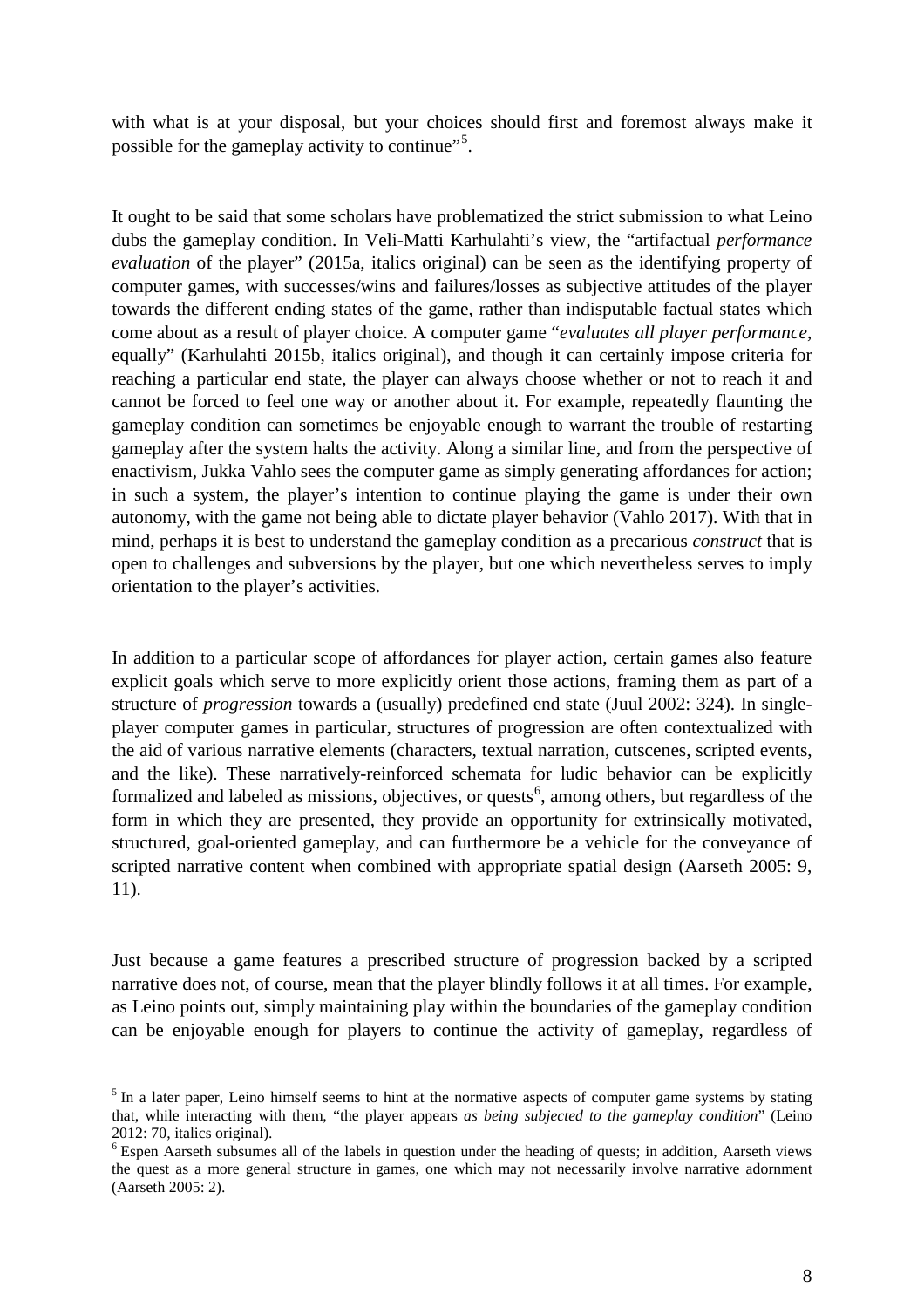with what is at your disposal, but your choices should first and foremost always make it possible for the gameplay activity to continue"[5].

It ought to be said that some scholars have problematized the strict submission to what Leino dubs the gameplay condition. In Veli-Matti Karhulahti's view, the "artifactual *performance evaluation* of the player" (2015a, italics original) can be seen as the identifying property of computer games, with successes/wins and failures/losses as subjective attitudes of the player towards the different ending states of the game, rather than indisputable factual states which come about as a result of player choice. A computer game "*evaluates all player performance*, equally" (Karhulahti 2015b, italics original), and though it can certainly impose criteria for reaching a particular end state, the player can always choose whether or not to reach it and cannot be forced to feel one way or another about it. For example, repeatedly flaunting the gameplay condition can sometimes be enjoyable enough to warrant the trouble of restarting gameplay after the system halts the activity. Along a similar line, and from the perspective of enactivism, Jukka Vahlo sees the computer game as simply generating affordances for action; in such a system, the player's intention to continue playing the game is under their own autonomy, with the game not being able to dictate player behavior (Vahlo 2017). With that in mind, perhaps it is best to understand the gameplay condition as a precarious *construct* that is open to challenges and subversions by the player, but one which nevertheless serves to imply orientation to the player's activities.

In addition to a particular scope of affordances for player action, certain games also feature explicit goals which serve to more explicitly orient those actions, framing them as part of a structure of *progression* towards a (usually) predefined end state (Juul 2002: 324). In single-player computer games in particular, structures of progression are often contextualized with the aid of various narrative elements (characters, textual narration, cutscenes, scripted events, and the like). These narratively-reinforced schemata for ludic behavior can be explicitly formalized and labeled as missions, objectives, or quests[6], among others, but regardless of the form in which they are presented, they provide an opportunity for extrinsically motivated, structured, goal-oriented gameplay, and can furthermore be a vehicle for the conveyance of scripted narrative content when combined with appropriate spatial design (Aarseth 2005: 9, 11).

Just because a game features a prescribed structure of progression backed by a scripted narrative does not, of course, mean that the player blindly follows it at all times. For example, as Leino points out, simply maintaining play within the boundaries of the gameplay condition can be enjoyable enough for players to continue the activity of gameplay, regardless of

[5] In a later paper, Leino himself seems to hint at the normative aspects of computer game systems by stating that, while interacting with them, "the player appears *as being subjected to the gameplay condition*" (Leino 2012: 70, italics original).

[6] Espen Aarseth subsumes all of the labels in question under the heading of quests; in addition, Aarseth views the quest as a more general structure in games, one which may not necessarily involve narrative adornment (Aarseth 2005: 2).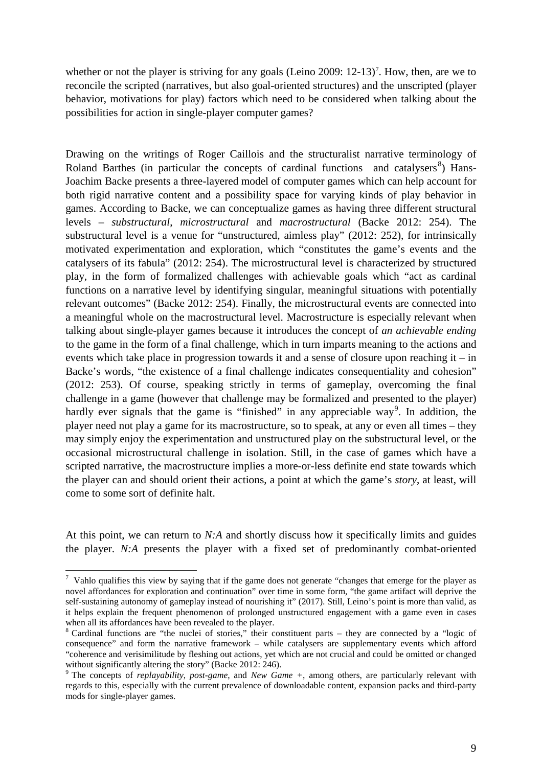whether or not the player is striving for any goals (Leino 2009: 12-13)[7]. How, then, are we to reconcile the scripted (narratives, but also goal-oriented structures) and the unscripted (player behavior, motivations for play) factors which need to be considered when talking about the possibilities for action in single-player computer games?

Drawing on the writings of Roger Caillois and the structuralist narrative terminology of Roland Barthes (in particular the concepts of cardinal functions and catalysers[8]) Hans-Joachim Backe presents a three-layered model of computer games which can help account for both rigid narrative content and a possibility space for varying kinds of play behavior in games. According to Backe, we can conceptualize games as having three different structural levels – *substructural*, *microstructural* and *macrostructural* (Backe 2012: 254). The substructural level is a venue for "unstructured, aimless play" (2012: 252), for intrinsically motivated experimentation and exploration, which "constitutes the game's events and the catalysers of its fabula" (2012: 254). The microstructural level is characterized by structured play, in the form of formalized challenges with achievable goals which "act as cardinal functions on a narrative level by identifying singular, meaningful situations with potentially relevant outcomes" (Backe 2012: 254). Finally, the microstructural events are connected into a meaningful whole on the macrostructural level. Macrostructure is especially relevant when talking about single-player games because it introduces the concept of *an achievable ending* to the game in the form of a final challenge, which in turn imparts meaning to the actions and events which take place in progression towards it and a sense of closure upon reaching it – in Backe's words, "the existence of a final challenge indicates consequentiality and cohesion" (2012: 253). Of course, speaking strictly in terms of gameplay, overcoming the final challenge in a game (however that challenge may be formalized and presented to the player) hardly ever signals that the game is "finished" in any appreciable way[9]. In addition, the player need not play a game for its macrostructure, so to speak, at any or even all times – they may simply enjoy the experimentation and unstructured play on the substructural level, or the occasional microstructural challenge in isolation. Still, in the case of games which have a scripted narrative, the macrostructure implies a more-or-less definite end state towards which the player can and should orient their actions, a point at which the game's *story*, at least, will come to some sort of definite halt.

At this point, we can return to *N:A* and shortly discuss how it specifically limits and guides the player. *N:A* presents the player with a fixed set of predominantly combat-oriented

---

[7] Vahlo qualifies this view by saying that if the game does not generate "changes that emerge for the player as novel affordances for exploration and continuation" over time in some form, "the game artifact will deprive the self-sustaining autonomy of gameplay instead of nourishing it" (2017). Still, Leino's point is more than valid, as it helps explain the frequent phenomenon of prolonged unstructured engagement with a game even in cases when all its affordances have been revealed to the player.

[8] Cardinal functions are "the nuclei of stories," their constituent parts – they are connected by a "logic of consequence" and form the narrative framework – while catalysers are supplementary events which afford "coherence and verisimilitude by fleshing out actions, yet which are not crucial and could be omitted or changed without significantly altering the story" (Backe 2012: 246).

[9] The concepts of *replayability*, *post-game*, and *New Game +*, among others, are particularly relevant with regards to this, especially with the current prevalence of downloadable content, expansion packs and third-party mods for single-player games.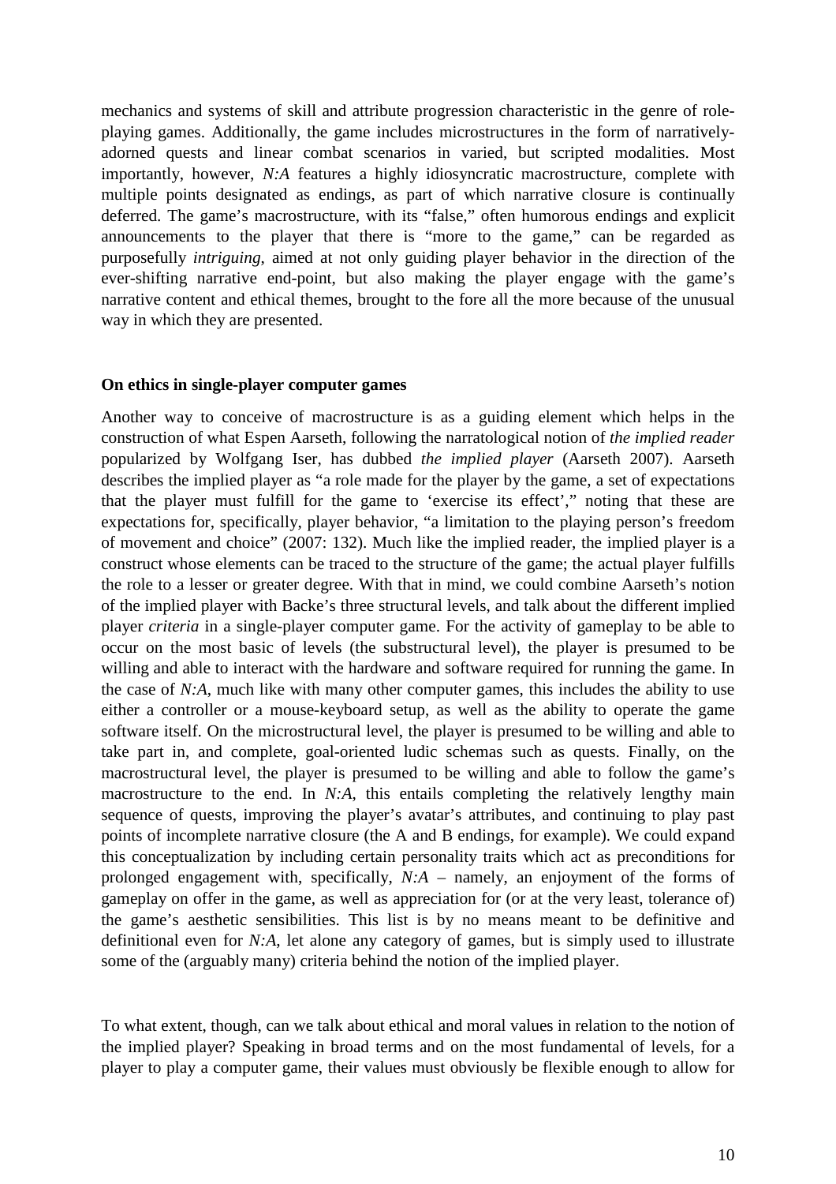mechanics and systems of skill and attribute progression characteristic in the genre of role-playing games. Additionally, the game includes microstructures in the form of narratively-adorned quests and linear combat scenarios in varied, but scripted modalities. Most importantly, however, *N:A* features a highly idiosyncratic macrostructure, complete with multiple points designated as endings, as part of which narrative closure is continually deferred. The game's macrostructure, with its "false," often humorous endings and explicit announcements to the player that there is "more to the game," can be regarded as purposefully *intriguing*, aimed at not only guiding player behavior in the direction of the ever-shifting narrative end-point, but also making the player engage with the game's narrative content and ethical themes, brought to the fore all the more because of the unusual way in which they are presented.

## On ethics in single-player computer games

Another way to conceive of macrostructure is as a guiding element which helps in the construction of what Espen Aarseth, following the narratological notion of *the implied reader* popularized by Wolfgang Iser, has dubbed *the implied player* (Aarseth 2007). Aarseth describes the implied player as "a role made for the player by the game, a set of expectations that the player must fulfill for the game to 'exercise its effect'," noting that these are expectations for, specifically, player behavior, "a limitation to the playing person's freedom of movement and choice" (2007: 132). Much like the implied reader, the implied player is a construct whose elements can be traced to the structure of the game; the actual player fulfills the role to a lesser or greater degree. With that in mind, we could combine Aarseth's notion of the implied player with Backe's three structural levels, and talk about the different implied player *criteria* in a single-player computer game. For the activity of gameplay to be able to occur on the most basic of levels (the substructural level), the player is presumed to be willing and able to interact with the hardware and software required for running the game. In the case of *N:A*, much like with many other computer games, this includes the ability to use either a controller or a mouse-keyboard setup, as well as the ability to operate the game software itself. On the microstructural level, the player is presumed to be willing and able to take part in, and complete, goal-oriented ludic schemas such as quests. Finally, on the macrostructural level, the player is presumed to be willing and able to follow the game's macrostructure to the end. In *N:A*, this entails completing the relatively lengthy main sequence of quests, improving the player's avatar's attributes, and continuing to play past points of incomplete narrative closure (the A and B endings, for example). We could expand this conceptualization by including certain personality traits which act as preconditions for prolonged engagement with, specifically, *N:A* – namely, an enjoyment of the forms of gameplay on offer in the game, as well as appreciation for (or at the very least, tolerance of) the game's aesthetic sensibilities. This list is by no means meant to be definitive and definitional even for *N:A*, let alone any category of games, but is simply used to illustrate some of the (arguably many) criteria behind the notion of the implied player.

To what extent, though, can we talk about ethical and moral values in relation to the notion of the implied player? Speaking in broad terms and on the most fundamental of levels, for a player to play a computer game, their values must obviously be flexible enough to allow for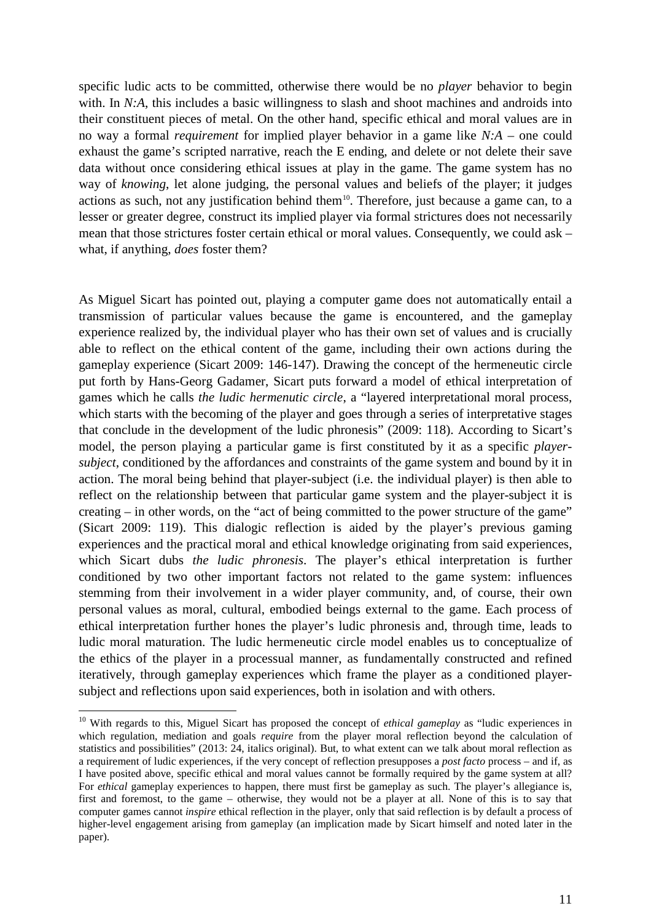specific ludic acts to be committed, otherwise there would be no *player* behavior to begin with. In *N:A*, this includes a basic willingness to slash and shoot machines and androids into their constituent pieces of metal. On the other hand, specific ethical and moral values are in no way a formal *requirement* for implied player behavior in a game like *N:A* – one could exhaust the game's scripted narrative, reach the E ending, and delete or not delete their save data without once considering ethical issues at play in the game. The game system has no way of *knowing*, let alone judging, the personal values and beliefs of the player; it judges actions as such, not any justification behind them[10]. Therefore, just because a game can, to a lesser or greater degree, construct its implied player via formal strictures does not necessarily mean that those strictures foster certain ethical or moral values. Consequently, we could ask – what, if anything, *does* foster them?

As Miguel Sicart has pointed out, playing a computer game does not automatically entail a transmission of particular values because the game is encountered, and the gameplay experience realized by, the individual player who has their own set of values and is crucially able to reflect on the ethical content of the game, including their own actions during the gameplay experience (Sicart 2009: 146-147). Drawing the concept of the hermeneutic circle put forth by Hans-Georg Gadamer, Sicart puts forward a model of ethical interpretation of games which he calls *the ludic hermenutic circle*, a "layered interpretational moral process, which starts with the becoming of the player and goes through a series of interpretative stages that conclude in the development of the ludic phronesis" (2009: 118). According to Sicart's model, the person playing a particular game is first constituted by it as a specific *player-subject*, conditioned by the affordances and constraints of the game system and bound by it in action. The moral being behind that player-subject (i.e. the individual player) is then able to reflect on the relationship between that particular game system and the player-subject it is creating – in other words, on the "act of being committed to the power structure of the game" (Sicart 2009: 119). This dialogic reflection is aided by the player's previous gaming experiences and the practical moral and ethical knowledge originating from said experiences, which Sicart dubs *the ludic phronesis*. The player's ethical interpretation is further conditioned by two other important factors not related to the game system: influences stemming from their involvement in a wider player community, and, of course, their own personal values as moral, cultural, embodied beings external to the game. Each process of ethical interpretation further hones the player's ludic phronesis and, through time, leads to ludic moral maturation. The ludic hermeneutic circle model enables us to conceptualize of the ethics of the player in a processual manner, as fundamentally constructed and refined iteratively, through gameplay experiences which frame the player as a conditioned player-subject and reflections upon said experiences, both in isolation and with others.

---

[10] With regards to this, Miguel Sicart has proposed the concept of *ethical gameplay* as "ludic experiences in which regulation, mediation and goals *require* from the player moral reflection beyond the calculation of statistics and possibilities" (2013: 24, italics original). But, to what extent can we talk about moral reflection as a requirement of ludic experiences, if the very concept of reflection presupposes a *post facto* process – and if, as I have posited above, specific ethical and moral values cannot be formally required by the game system at all? For *ethical* gameplay experiences to happen, there must first be gameplay as such. The player's allegiance is, first and foremost, to the game – otherwise, they would not be a player at all. None of this is to say that computer games cannot *inspire* ethical reflection in the player, only that said reflection is by default a process of higher-level engagement arising from gameplay (an implication made by Sicart himself and noted later in the paper).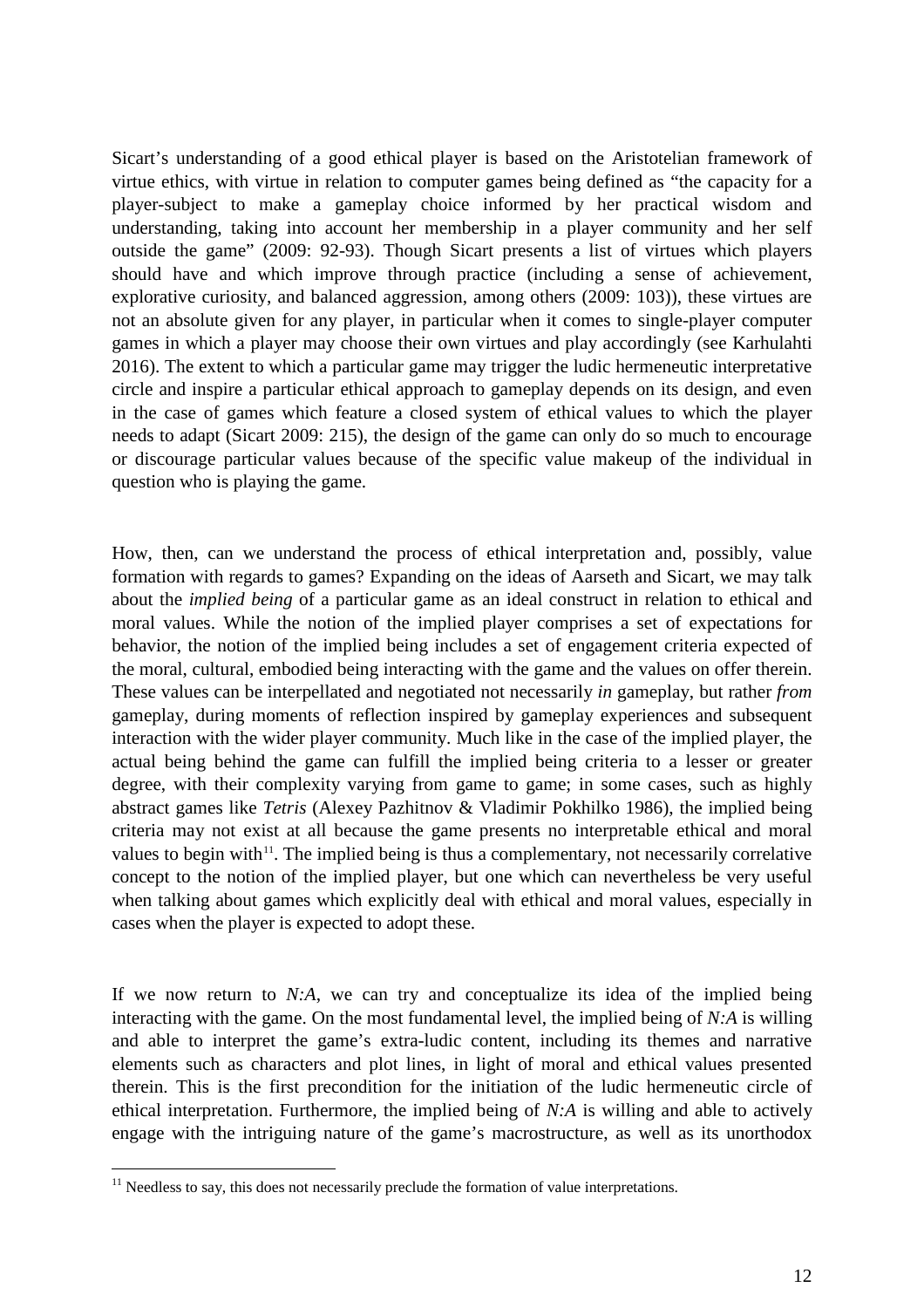Sicart's understanding of a good ethical player is based on the Aristotelian framework of virtue ethics, with virtue in relation to computer games being defined as "the capacity for a player-subject to make a gameplay choice informed by her practical wisdom and understanding, taking into account her membership in a player community and her self outside the game" (2009: 92-93). Though Sicart presents a list of virtues which players should have and which improve through practice (including a sense of achievement, explorative curiosity, and balanced aggression, among others (2009: 103)), these virtues are not an absolute given for any player, in particular when it comes to single-player computer games in which a player may choose their own virtues and play accordingly (see Karhulahti 2016). The extent to which a particular game may trigger the ludic hermeneutic interpretative circle and inspire a particular ethical approach to gameplay depends on its design, and even in the case of games which feature a closed system of ethical values to which the player needs to adapt (Sicart 2009: 215), the design of the game can only do so much to encourage or discourage particular values because of the specific value makeup of the individual in question who is playing the game.

How, then, can we understand the process of ethical interpretation and, possibly, value formation with regards to games? Expanding on the ideas of Aarseth and Sicart, we may talk about the *implied being* of a particular game as an ideal construct in relation to ethical and moral values. While the notion of the implied player comprises a set of expectations for behavior, the notion of the implied being includes a set of engagement criteria expected of the moral, cultural, embodied being interacting with the game and the values on offer therein. These values can be interpellated and negotiated not necessarily *in* gameplay, but rather *from* gameplay, during moments of reflection inspired by gameplay experiences and subsequent interaction with the wider player community. Much like in the case of the implied player, the actual being behind the game can fulfill the implied being criteria to a lesser or greater degree, with their complexity varying from game to game; in some cases, such as highly abstract games like *Tetris* (Alexey Pazhitnov & Vladimir Pokhilko 1986), the implied being criteria may not exist at all because the game presents no interpretable ethical and moral values to begin with[11]. The implied being is thus a complementary, not necessarily correlative concept to the notion of the implied player, but one which can nevertheless be very useful when talking about games which explicitly deal with ethical and moral values, especially in cases when the player is expected to adopt these.

If we now return to *N:A*, we can try and conceptualize its idea of the implied being interacting with the game. On the most fundamental level, the implied being of *N:A* is willing and able to interpret the game's extra-ludic content, including its themes and narrative elements such as characters and plot lines, in light of moral and ethical values presented therein. This is the first precondition for the initiation of the ludic hermeneutic circle of ethical interpretation. Furthermore, the implied being of *N:A* is willing and able to actively engage with the intriguing nature of the game's macrostructure, as well as its unorthodox

[11] Needless to say, this does not necessarily preclude the formation of value interpretations.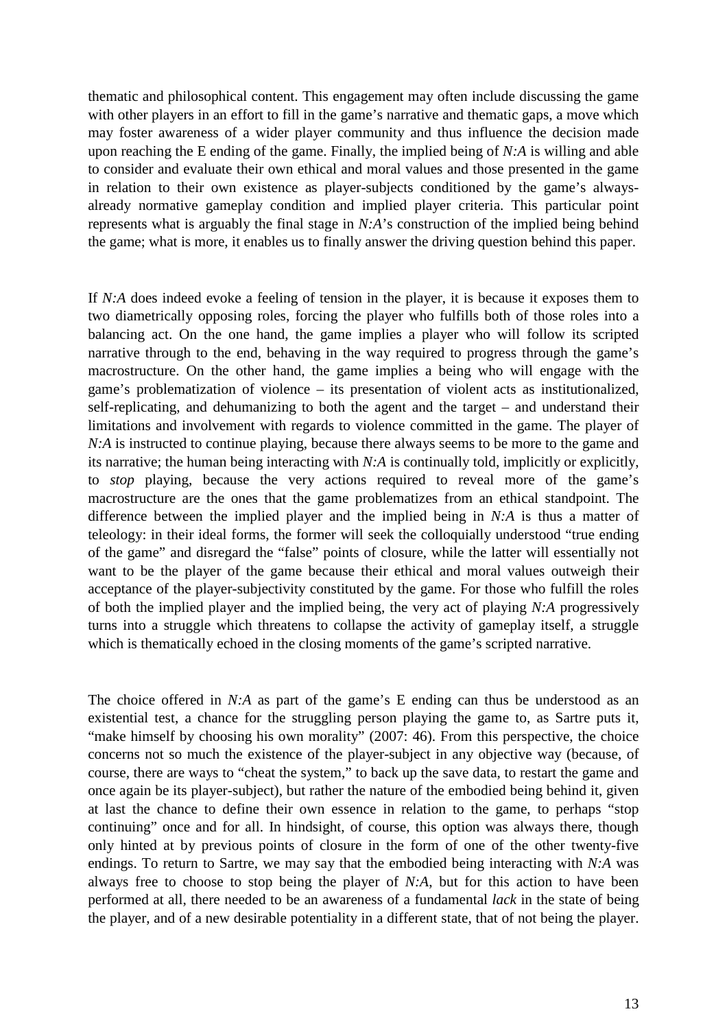thematic and philosophical content. This engagement may often include discussing the game with other players in an effort to fill in the game's narrative and thematic gaps, a move which may foster awareness of a wider player community and thus influence the decision made upon reaching the E ending of the game. Finally, the implied being of *N:A* is willing and able to consider and evaluate their own ethical and moral values and those presented in the game in relation to their own existence as player-subjects conditioned by the game's always-already normative gameplay condition and implied player criteria. This particular point represents what is arguably the final stage in *N:A*'s construction of the implied being behind the game; what is more, it enables us to finally answer the driving question behind this paper.

If *N:A* does indeed evoke a feeling of tension in the player, it is because it exposes them to two diametrically opposing roles, forcing the player who fulfills both of those roles into a balancing act. On the one hand, the game implies a player who will follow its scripted narrative through to the end, behaving in the way required to progress through the game's macrostructure. On the other hand, the game implies a being who will engage with the game's problematization of violence – its presentation of violent acts as institutionalized, self-replicating, and dehumanizing to both the agent and the target – and understand their limitations and involvement with regards to violence committed in the game. The player of *N:A* is instructed to continue playing, because there always seems to be more to the game and its narrative; the human being interacting with *N:A* is continually told, implicitly or explicitly, to *stop* playing, because the very actions required to reveal more of the game's macrostructure are the ones that the game problematizes from an ethical standpoint. The difference between the implied player and the implied being in *N:A* is thus a matter of teleology: in their ideal forms, the former will seek the colloquially understood "true ending of the game" and disregard the "false" points of closure, while the latter will essentially not want to be the player of the game because their ethical and moral values outweigh their acceptance of the player-subjectivity constituted by the game. For those who fulfill the roles of both the implied player and the implied being, the very act of playing *N:A* progressively turns into a struggle which threatens to collapse the activity of gameplay itself, a struggle which is thematically echoed in the closing moments of the game's scripted narrative.

The choice offered in *N:A* as part of the game's E ending can thus be understood as an existential test, a chance for the struggling person playing the game to, as Sartre puts it, "make himself by choosing his own morality" (2007: 46). From this perspective, the choice concerns not so much the existence of the player-subject in any objective way (because, of course, there are ways to "cheat the system," to back up the save data, to restart the game and once again be its player-subject), but rather the nature of the embodied being behind it, given at last the chance to define their own essence in relation to the game, to perhaps "stop continuing" once and for all. In hindsight, of course, this option was always there, though only hinted at by previous points of closure in the form of one of the other twenty-five endings. To return to Sartre, we may say that the embodied being interacting with *N:A* was always free to choose to stop being the player of *N:A*, but for this action to have been performed at all, there needed to be an awareness of a fundamental *lack* in the state of being the player, and of a new desirable potentiality in a different state, that of not being the player.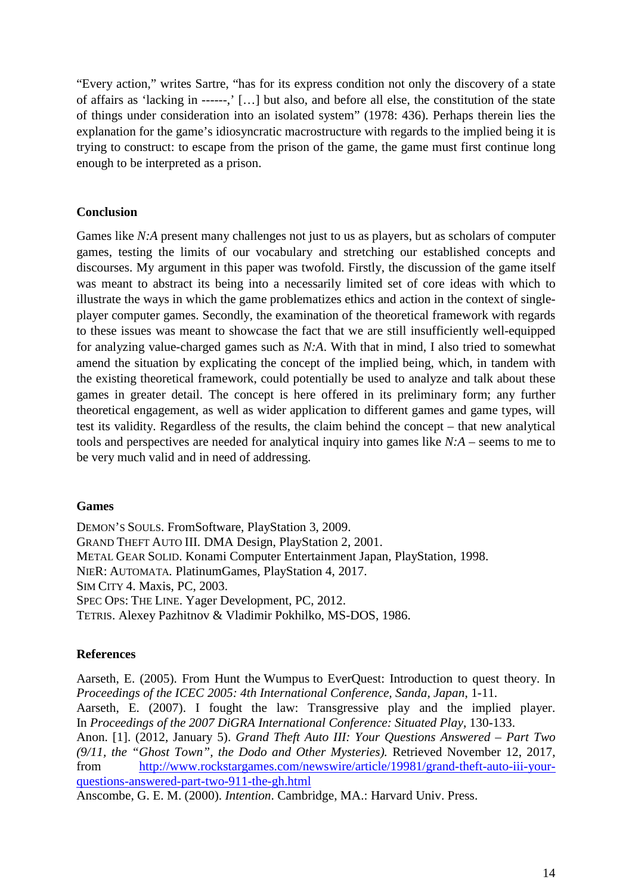"Every action," writes Sartre, "has for its express condition not only the discovery of a state of affairs as 'lacking in ------,' […] but also, and before all else, the constitution of the state of things under consideration into an isolated system" (1978: 436). Perhaps therein lies the explanation for the game's idiosyncratic macrostructure with regards to the implied being it is trying to construct: to escape from the prison of the game, the game must first continue long enough to be interpreted as a prison.

## Conclusion

Games like *N:A* present many challenges not just to us as players, but as scholars of computer games, testing the limits of our vocabulary and stretching our established concepts and discourses. My argument in this paper was twofold. Firstly, the discussion of the game itself was meant to abstract its being into a necessarily limited set of core ideas with which to illustrate the ways in which the game problematizes ethics and action in the context of single-player computer games. Secondly, the examination of the theoretical framework with regards to these issues was meant to showcase the fact that we are still insufficiently well-equipped for analyzing value-charged games such as *N:A*. With that in mind, I also tried to somewhat amend the situation by explicating the concept of the implied being, which, in tandem with the existing theoretical framework, could potentially be used to analyze and talk about these games in greater detail. The concept is here offered in its preliminary form; any further theoretical engagement, as well as wider application to different games and game types, will test its validity. Regardless of the results, the claim behind the concept – that new analytical tools and perspectives are needed for analytical inquiry into games like *N:A* – seems to me to be very much valid and in need of addressing.

## Games

DEMON'S SOULS. FromSoftware, PlayStation 3, 2009.
GRAND THEFT AUTO III. DMA Design, PlayStation 2, 2001.
METAL GEAR SOLID. Konami Computer Entertainment Japan, PlayStation, 1998.
NIER: AUTOMATA. PlatinumGames, PlayStation 4, 2017.
SIM CITY 4. Maxis, PC, 2003.
SPEC OPS: THE LINE. Yager Development, PC, 2012.
TETRIS. Alexey Pazhitnov & Vladimir Pokhilko, MS-DOS, 1986.

## References

Aarseth, E. (2005). From Hunt the Wumpus to EverQuest: Introduction to quest theory. In *Proceedings of the ICEC 2005: 4th International Conference, Sanda, Japan*, 1-11.
Aarseth, E. (2007). I fought the law: Transgressive play and the implied player. In *Proceedings of the 2007 DiGRA International Conference: Situated Play*, 130-133.
Anon. [1]. (2012, January 5). *Grand Theft Auto III: Your Questions Answered – Part Two (9/11, the "Ghost Town", the Dodo and Other Mysteries).* Retrieved November 12, 2017, from http://www.rockstargames.com/newswire/article/19981/grand-theft-auto-iii-your-questions-answered-part-two-911-the-gh.html
Anscombe, G. E. M. (2000). *Intention*. Cambridge, MA.: Harvard Univ. Press.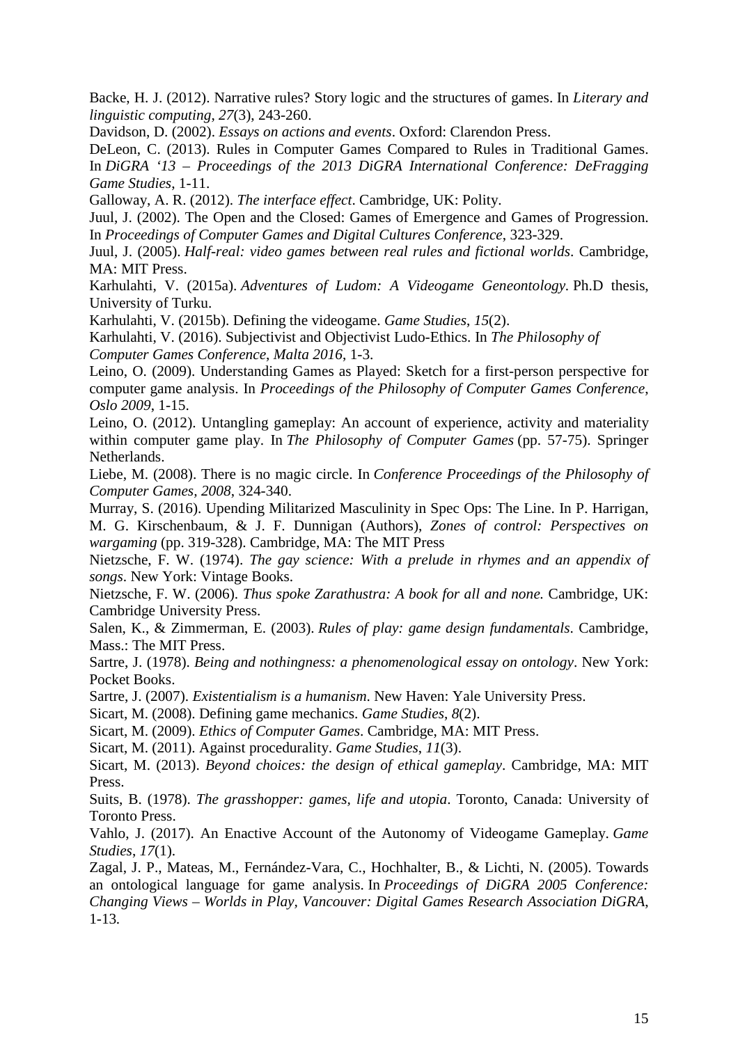Backe, H. J. (2012). Narrative rules? Story logic and the structures of games. In *Literary and linguistic computing*, *27*(3), 243-260.

Davidson, D. (2002). *Essays on actions and events*. Oxford: Clarendon Press.

DeLeon, C. (2013). Rules in Computer Games Compared to Rules in Traditional Games. In *DiGRA '13 – Proceedings of the 2013 DiGRA International Conference: DeFragging Game Studies*, 1-11.

Galloway, A. R. (2012). *The interface effect*. Cambridge, UK: Polity.

Juul, J. (2002). The Open and the Closed: Games of Emergence and Games of Progression. In *Proceedings of Computer Games and Digital Cultures Conference*, 323-329.

Juul, J. (2005). *Half-real: video games between real rules and fictional worlds*. Cambridge, MA: MIT Press.

Karhulahti, V. (2015a). *Adventures of Ludom: A Videogame Geneontology*. Ph.D thesis, University of Turku.

Karhulahti, V. (2015b). Defining the videogame. *Game Studies*, *15*(2).

Karhulahti, V. (2016). Subjectivist and Objectivist Ludo-Ethics. In *The Philosophy of Computer Games Conference*, *Malta 2016*, 1-3.

Leino, O. (2009). Understanding Games as Played: Sketch for a first-person perspective for computer game analysis. In *Proceedings of the Philosophy of Computer Games Conference*, *Oslo 2009*, 1-15.

Leino, O. (2012). Untangling gameplay: An account of experience, activity and materiality within computer game play. In *The Philosophy of Computer Games* (pp. 57-75). Springer Netherlands.

Liebe, M. (2008). There is no magic circle. In *Conference Proceedings of the Philosophy of Computer Games*, *2008*, 324-340.

Murray, S. (2016). Upending Militarized Masculinity in Spec Ops: The Line. In P. Harrigan, M. G. Kirschenbaum, & J. F. Dunnigan (Authors), *Zones of control: Perspectives on wargaming* (pp. 319-328). Cambridge, MA: The MIT Press

Nietzsche, F. W. (1974). *The gay science: With a prelude in rhymes and an appendix of songs*. New York: Vintage Books.

Nietzsche, F. W. (2006). *Thus spoke Zarathustra: A book for all and none.* Cambridge, UK: Cambridge University Press.

Salen, K., & Zimmerman, E. (2003). *Rules of play: game design fundamentals*. Cambridge, Mass.: The MIT Press.

Sartre, J. (1978). *Being and nothingness: a phenomenological essay on ontology*. New York: Pocket Books.

Sartre, J. (2007). *Existentialism is a humanism*. New Haven: Yale University Press.

Sicart, M. (2008). Defining game mechanics. *Game Studies*, *8*(2).

Sicart, M. (2009). *Ethics of Computer Games*. Cambridge, MA: MIT Press.

Sicart, M. (2011). Against procedurality. *Game Studies*, *11*(3).

Sicart, M. (2013). *Beyond choices: the design of ethical gameplay*. Cambridge, MA: MIT Press.

Suits, B. (1978). *The grasshopper: games, life and utopia*. Toronto, Canada: University of Toronto Press.

Vahlo, J. (2017). An Enactive Account of the Autonomy of Videogame Gameplay. *Game Studies*, *17*(1).

Zagal, J. P., Mateas, M., Fernández-Vara, C., Hochhalter, B., & Lichti, N. (2005). Towards an ontological language for game analysis. In *Proceedings of DiGRA 2005 Conference: Changing Views – Worlds in Play, Vancouver: Digital Games Research Association DiGRA*, 1-13.